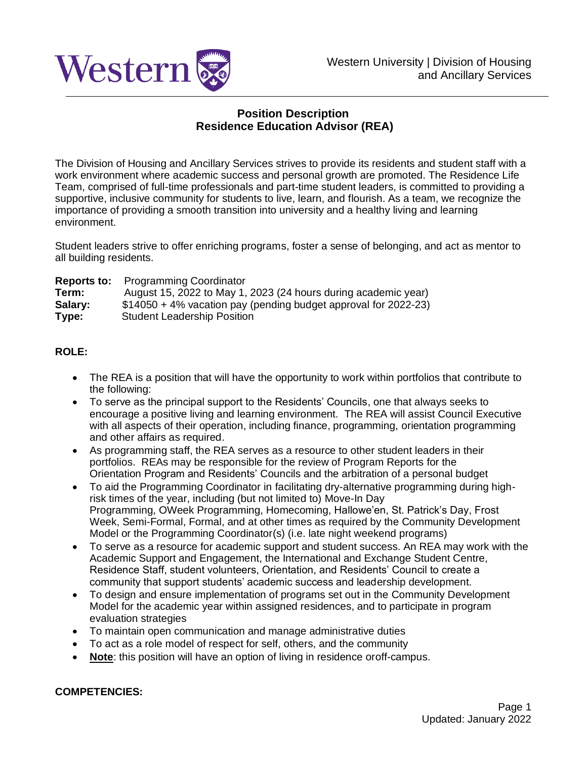Western University | Division of Housing and Ancillary Services

# Position Description
## Residence Education Advisor (REA)

The Division of Housing and Ancillary Services strives to provide its residents and student staff with a work environment where academic success and personal growth are promoted. The Residence Life Team, comprised of full-time professionals and part-time student leaders, is committed to providing a supportive, inclusive community for students to live, learn, and flourish. As a team, we recognize the importance of providing a smooth transition into university and a healthy living and learning environment.

Student leaders strive to offer enriching programs, foster a sense of belonging, and act as mentor to all building residents.

**Reports to:** Programming Coordinator
**Term:** August 15, 2022 to May 1, 2023 (24 hours during academic year)
**Salary:** $14050 + 4% vacation pay (pending budget approval for 2022-23)
**Type:** Student Leadership Position

**ROLE:**

- The REA is a position that will have the opportunity to work within portfolios that contribute to the following:
- To serve as the principal support to the Residents' Councils, one that always seeks to encourage a positive living and learning environment. The REA will assist Council Executive with all aspects of their operation, including finance, programming, orientation programming and other affairs as required.
- As programming staff, the REA serves as a resource to other student leaders in their portfolios. REAs may be responsible for the review of Program Reports for the Orientation Program and Residents' Councils and the arbitration of a personal budget
- To aid the Programming Coordinator in facilitating dry-alternative programming during high-risk times of the year, including (but not limited to) Move-In Day Programming, OWeek Programming, Homecoming, Hallowe'en, St. Patrick's Day, Frost Week, Semi-Formal, Formal, and at other times as required by the Community Development Model or the Programming Coordinator(s) (i.e. late night weekend programs)
- To serve as a resource for academic support and student success. An REA may work with the Academic Support and Engagement, the International and Exchange Student Centre, Residence Staff, student volunteers, Orientation, and Residents' Council to create a community that support students' academic success and leadership development.
- To design and ensure implementation of programs set out in the Community Development Model for the academic year within assigned residences, and to participate in program evaluation strategies
- To maintain open communication and manage administrative duties
- To act as a role model of respect for self, others, and the community
- **Note**: this position will have an option of living in residence oroff-campus.

**COMPETENCIES:**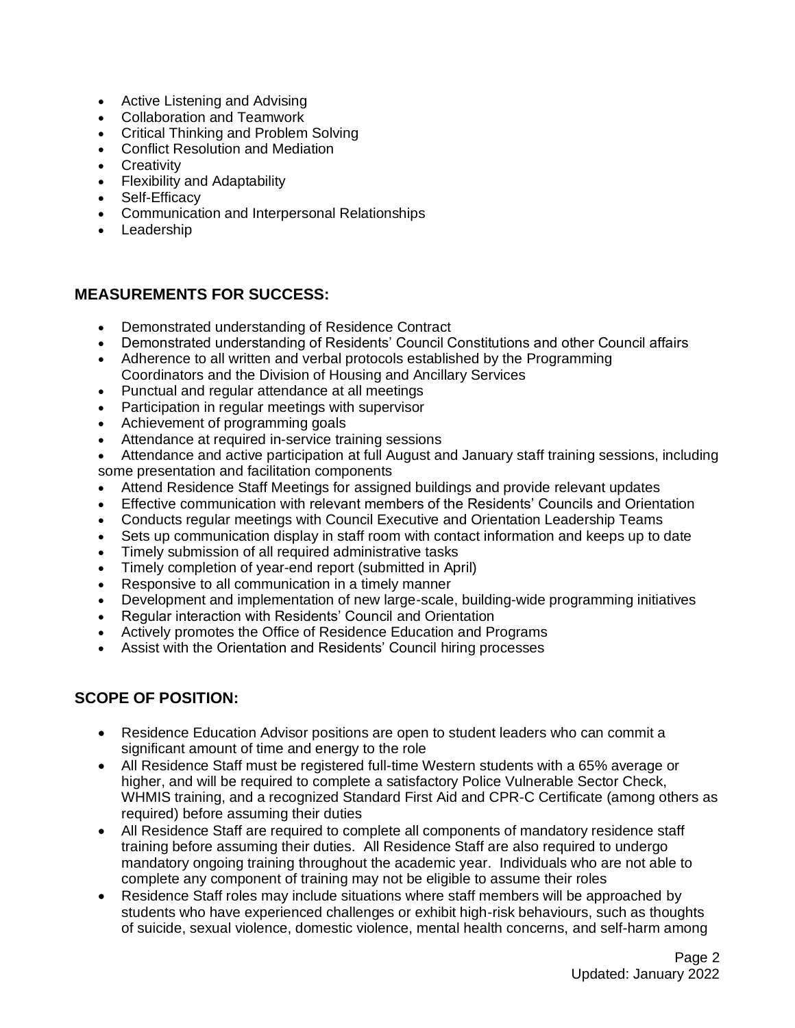- Active Listening and Advising
- Collaboration and Teamwork
- Critical Thinking and Problem Solving
- Conflict Resolution and Mediation
- Creativity
- Flexibility and Adaptability
- Self-Efficacy
- Communication and Interpersonal Relationships
- Leadership

## MEASUREMENTS FOR SUCCESS:

- Demonstrated understanding of Residence Contract
- Demonstrated understanding of Residents' Council Constitutions and other Council affairs
- Adherence to all written and verbal protocols established by the Programming Coordinators and the Division of Housing and Ancillary Services
- Punctual and regular attendance at all meetings
- Participation in regular meetings with supervisor
- Achievement of programming goals
- Attendance at required in-service training sessions
- Attendance and active participation at full August and January staff training sessions, including some presentation and facilitation components
- Attend Residence Staff Meetings for assigned buildings and provide relevant updates
- Effective communication with relevant members of the Residents' Councils and Orientation
- Conducts regular meetings with Council Executive and Orientation Leadership Teams
- Sets up communication display in staff room with contact information and keeps up to date
- Timely submission of all required administrative tasks
- Timely completion of year-end report (submitted in April)
- Responsive to all communication in a timely manner
- Development and implementation of new large-scale, building-wide programming initiatives
- Regular interaction with Residents' Council and Orientation
- Actively promotes the Office of Residence Education and Programs
- Assist with the Orientation and Residents' Council hiring processes

## SCOPE OF POSITION:

- Residence Education Advisor positions are open to student leaders who can commit a significant amount of time and energy to the role
- All Residence Staff must be registered full-time Western students with a 65% average or higher, and will be required to complete a satisfactory Police Vulnerable Sector Check, WHMIS training, and a recognized Standard First Aid and CPR-C Certificate (among others as required) before assuming their duties
- All Residence Staff are required to complete all components of mandatory residence staff training before assuming their duties. All Residence Staff are also required to undergo mandatory ongoing training throughout the academic year. Individuals who are not able to complete any component of training may not be eligible to assume their roles
- Residence Staff roles may include situations where staff members will be approached by students who have experienced challenges or exhibit high-risk behaviours, such as thoughts of suicide, sexual violence, domestic violence, mental health concerns, and self-harm among

Updated: January 2022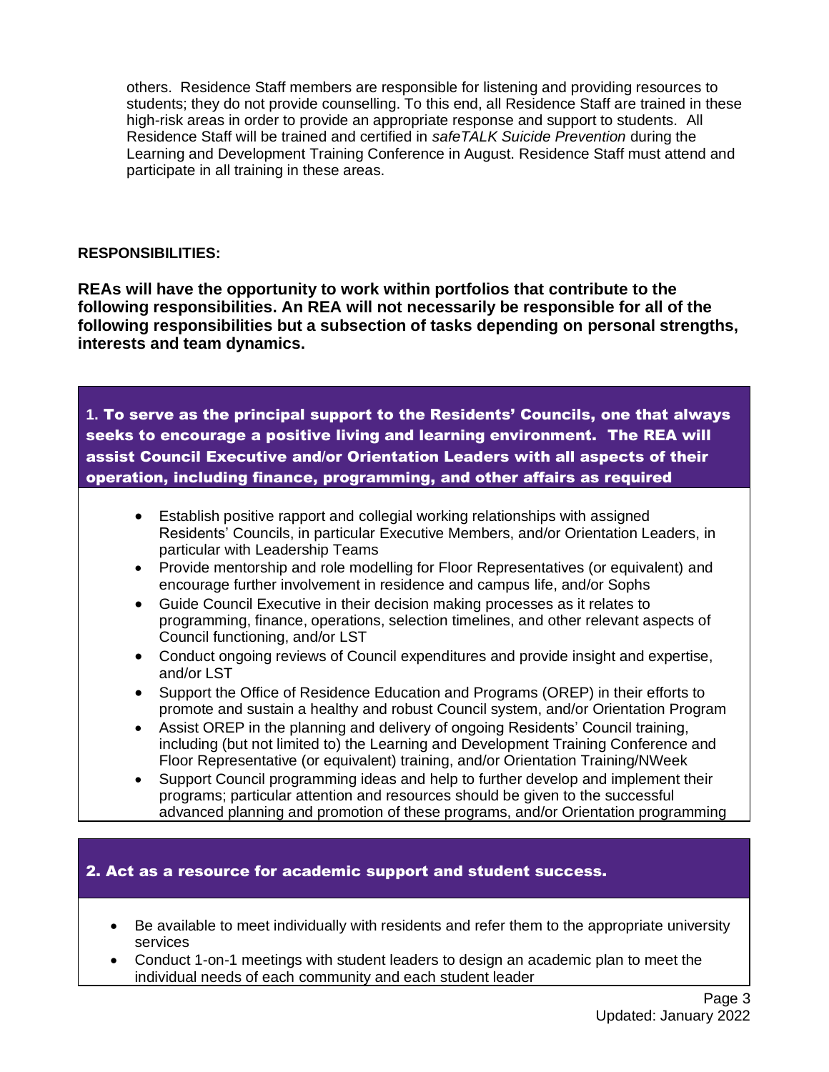others. Residence Staff members are responsible for listening and providing resources to students; they do not provide counselling. To this end, all Residence Staff are trained in these high-risk areas in order to provide an appropriate response and support to students. All Residence Staff will be trained and certified in *safeTALK Suicide Prevention* during the Learning and Development Training Conference in August. Residence Staff must attend and participate in all training in these areas.

**RESPONSIBILITIES:**

**REAs will have the opportunity to work within portfolios that contribute to the following responsibilities. An REA will not necessarily be responsible for all of the following responsibilities but a subsection of tasks depending on personal strengths, interests and team dynamics.**

### 1. To serve as the principal support to the Residents' Councils, one that always seeks to encourage a positive living and learning environment. The REA will assist Council Executive and/or Orientation Leaders with all aspects of their operation, including finance, programming, and other affairs as required

- Establish positive rapport and collegial working relationships with assigned Residents' Councils, in particular Executive Members, and/or Orientation Leaders, in particular with Leadership Teams
- Provide mentorship and role modelling for Floor Representatives (or equivalent) and encourage further involvement in residence and campus life, and/or Sophs
- Guide Council Executive in their decision making processes as it relates to programming, finance, operations, selection timelines, and other relevant aspects of Council functioning, and/or LST
- Conduct ongoing reviews of Council expenditures and provide insight and expertise, and/or LST
- Support the Office of Residence Education and Programs (OREP) in their efforts to promote and sustain a healthy and robust Council system, and/or Orientation Program
- Assist OREP in the planning and delivery of ongoing Residents' Council training, including (but not limited to) the Learning and Development Training Conference and Floor Representative (or equivalent) training, and/or Orientation Training/NWeek
- Support Council programming ideas and help to further develop and implement their programs; particular attention and resources should be given to the successful advanced planning and promotion of these programs, and/or Orientation programming

### 2. Act as a resource for academic support and student success.

- Be available to meet individually with residents and refer them to the appropriate university services
- Conduct 1-on-1 meetings with student leaders to design an academic plan to meet the individual needs of each community and each student leader

Updated: January 2022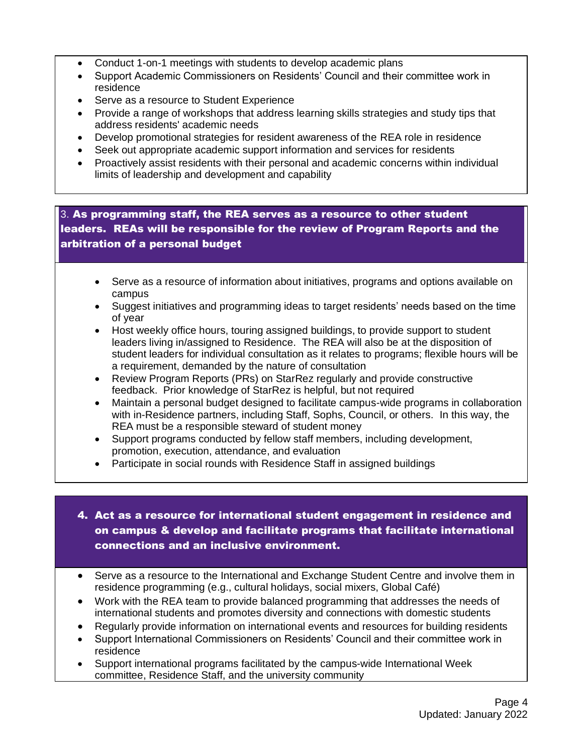- Conduct 1-on-1 meetings with students to develop academic plans
- Support Academic Commissioners on Residents' Council and their committee work in residence
- Serve as a resource to Student Experience
- Provide a range of workshops that address learning skills strategies and study tips that address residents' academic needs
- Develop promotional strategies for resident awareness of the REA role in residence
- Seek out appropriate academic support information and services for residents
- Proactively assist residents with their personal and academic concerns within individual limits of leadership and development and capability

### 3. As programming staff, the REA serves as a resource to other student leaders. REAs will be responsible for the review of Program Reports and the arbitration of a personal budget

- Serve as a resource of information about initiatives, programs and options available on campus
- Suggest initiatives and programming ideas to target residents' needs based on the time of year
- Host weekly office hours, touring assigned buildings, to provide support to student leaders living in/assigned to Residence. The REA will also be at the disposition of student leaders for individual consultation as it relates to programs; flexible hours will be a requirement, demanded by the nature of consultation
- Review Program Reports (PRs) on StarRez regularly and provide constructive feedback. Prior knowledge of StarRez is helpful, but not required
- Maintain a personal budget designed to facilitate campus-wide programs in collaboration with in-Residence partners, including Staff, Sophs, Council, or others. In this way, the REA must be a responsible steward of student money
- Support programs conducted by fellow staff members, including development, promotion, execution, attendance, and evaluation
- Participate in social rounds with Residence Staff in assigned buildings

### 4. Act as a resource for international student engagement in residence and on campus & develop and facilitate programs that facilitate international connections and an inclusive environment.

- Serve as a resource to the International and Exchange Student Centre and involve them in residence programming (e.g., cultural holidays, social mixers, Global Café)
- Work with the REA team to provide balanced programming that addresses the needs of international students and promotes diversity and connections with domestic students
- Regularly provide information on international events and resources for building residents
- Support International Commissioners on Residents' Council and their committee work in residence
- Support international programs facilitated by the campus-wide International Week committee, Residence Staff, and the university community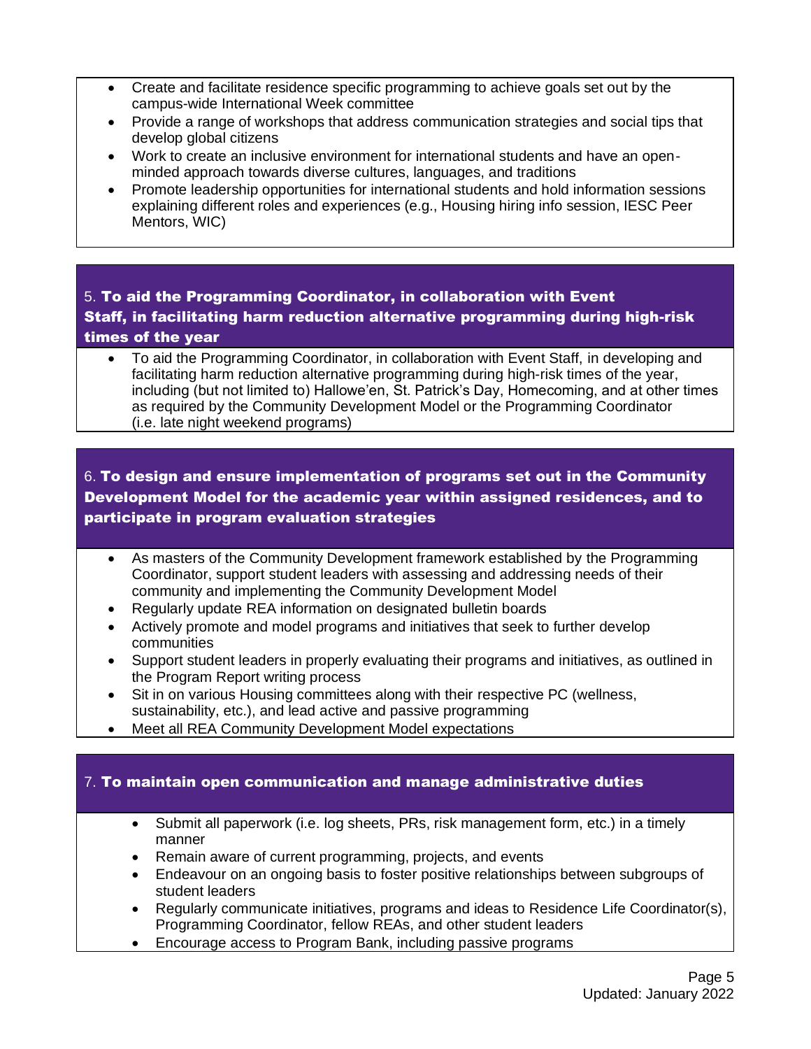- Create and facilitate residence specific programming to achieve goals set out by the campus-wide International Week committee
- Provide a range of workshops that address communication strategies and social tips that develop global citizens
- Work to create an inclusive environment for international students and have an open-minded approach towards diverse cultures, languages, and traditions
- Promote leadership opportunities for international students and hold information sessions explaining different roles and experiences (e.g., Housing hiring info session, IESC Peer Mentors, WIC)

## 5. To aid the Programming Coordinator, in collaboration with Event Staff, in facilitating harm reduction alternative programming during high-risk times of the year

- To aid the Programming Coordinator, in collaboration with Event Staff, in developing and facilitating harm reduction alternative programming during high-risk times of the year, including (but not limited to) Hallowe'en, St. Patrick's Day, Homecoming, and at other times as required by the Community Development Model or the Programming Coordinator (i.e. late night weekend programs)

## 6. To design and ensure implementation of programs set out in the Community Development Model for the academic year within assigned residences, and to participate in program evaluation strategies

- As masters of the Community Development framework established by the Programming Coordinator, support student leaders with assessing and addressing needs of their community and implementing the Community Development Model
- Regularly update REA information on designated bulletin boards
- Actively promote and model programs and initiatives that seek to further develop communities
- Support student leaders in properly evaluating their programs and initiatives, as outlined in the Program Report writing process
- Sit in on various Housing committees along with their respective PC (wellness, sustainability, etc.), and lead active and passive programming
- Meet all REA Community Development Model expectations

## 7. To maintain open communication and manage administrative duties

- Submit all paperwork (i.e. log sheets, PRs, risk management form, etc.) in a timely manner
- Remain aware of current programming, projects, and events
- Endeavour on an ongoing basis to foster positive relationships between subgroups of student leaders
- Regularly communicate initiatives, programs and ideas to Residence Life Coordinator(s), Programming Coordinator, fellow REAs, and other student leaders
- Encourage access to Program Bank, including passive programs

Updated: January 2022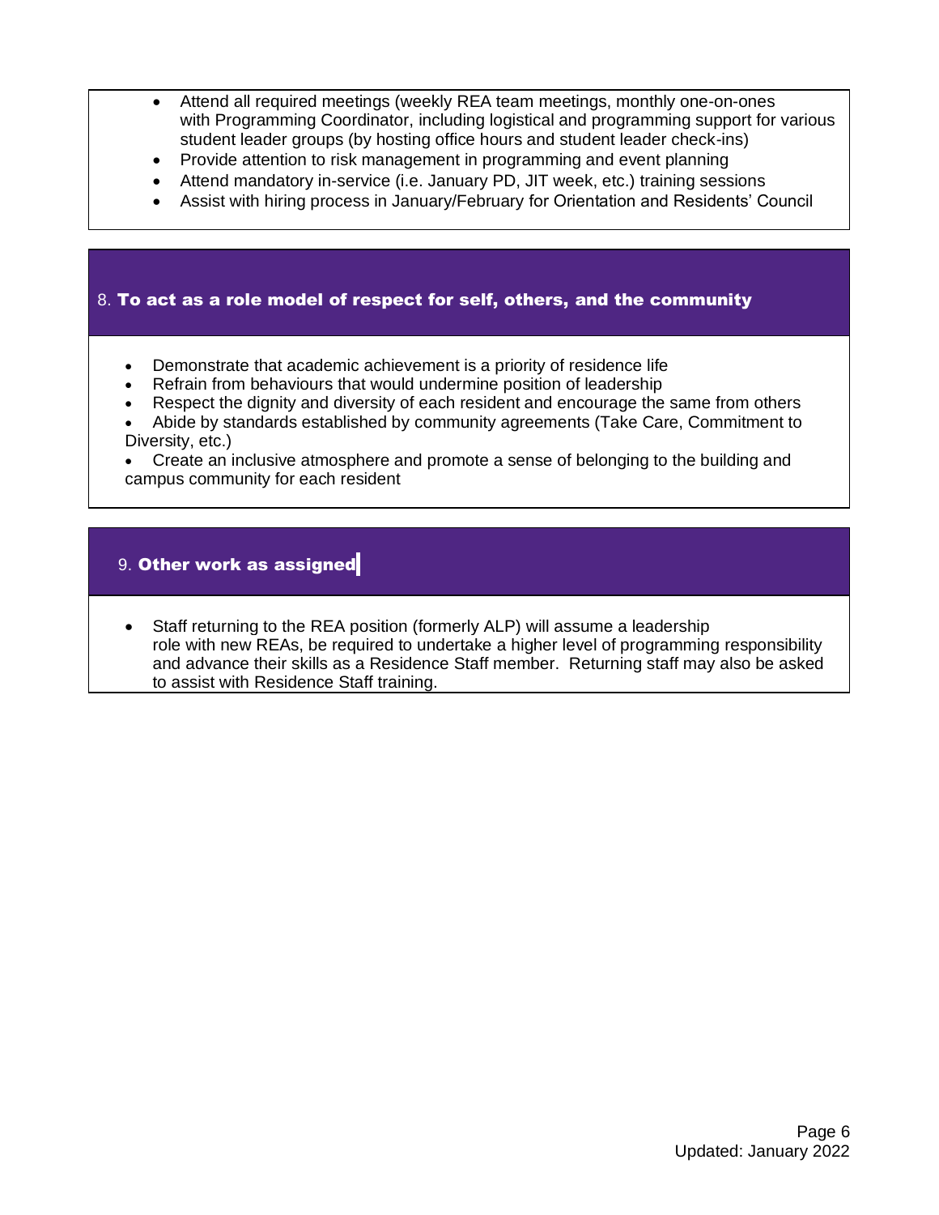- Attend all required meetings (weekly REA team meetings, monthly one-on-ones with Programming Coordinator, including logistical and programming support for various student leader groups (by hosting office hours and student leader check-ins)
- Provide attention to risk management in programming and event planning
- Attend mandatory in-service (i.e. January PD, JIT week, etc.) training sessions
- Assist with hiring process in January/February for Orientation and Residents' Council

## 8. To act as a role model of respect for self, others, and the community

- Demonstrate that academic achievement is a priority of residence life
- Refrain from behaviours that would undermine position of leadership
- Respect the dignity and diversity of each resident and encourage the same from others
- Abide by standards established by community agreements (Take Care, Commitment to Diversity, etc.)
- Create an inclusive atmosphere and promote a sense of belonging to the building and campus community for each resident

## 9. Other work as assigned

- Staff returning to the REA position (formerly ALP) will assume a leadership role with new REAs, be required to undertake a higher level of programming responsibility and advance their skills as a Residence Staff member. Returning staff may also be asked to assist with Residence Staff training.

Updated: January 2022